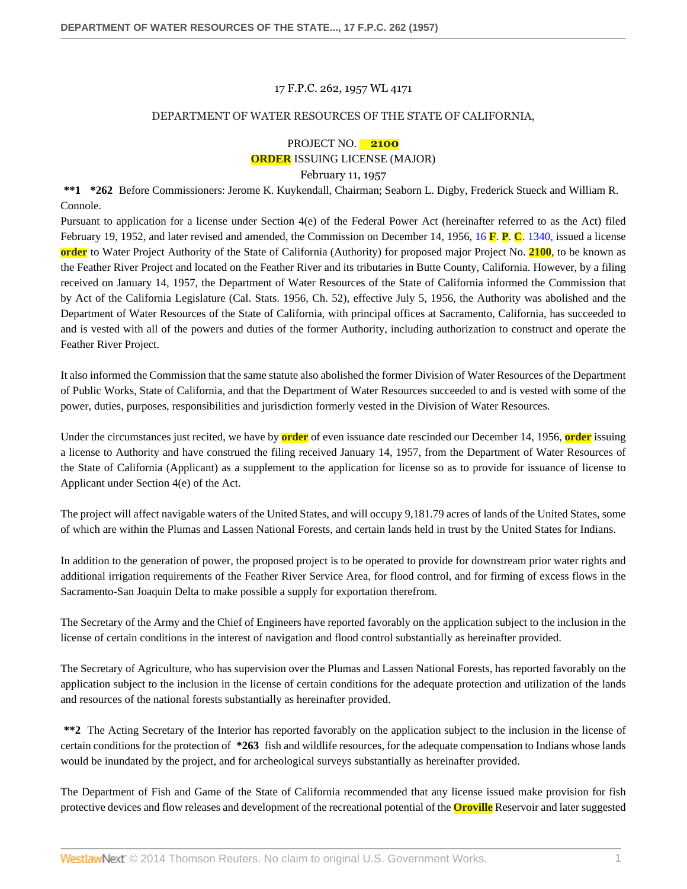17 F.P.C. 262, 1957 WL 4171

DEPARTMENT OF WATER RESOURCES OF THE STATE OF CALIFORNIA,

PROJECT NO. 2100

ORDER ISSUING LICENSE (MAJOR)

February 11, 1957

**\*\*1 \*262** Before Commissioners: Jerome K. Kuykendall, Chairman; Seaborn L. Digby, Frederick Stueck and William R. Connole.

Pursuant to application for a license under Section 4(e) of the Federal Power Act (hereinafter referred to as the Act) filed February 19, 1952, and later revised and amended, the Commission on December 14, 1956, 16 F. P. C. 1340, issued a license order to Water Project Authority of the State of California (Authority) for proposed major Project No. 2100, to be known as the Feather River Project and located on the Feather River and its tributaries in Butte County, California. However, by a filing received on January 14, 1957, the Department of Water Resources of the State of California informed the Commission that by Act of the California Legislature (Cal. Stats. 1956, Ch. 52), effective July 5, 1956, the Authority was abolished and the Department of Water Resources of the State of California, with principal offices at Sacramento, California, has succeeded to and is vested with all of the powers and duties of the former Authority, including authorization to construct and operate the Feather River Project.

It also informed the Commission that the same statute also abolished the former Division of Water Resources of the Department of Public Works, State of California, and that the Department of Water Resources succeeded to and is vested with some of the power, duties, purposes, responsibilities and jurisdiction formerly vested in the Division of Water Resources.

Under the circumstances just recited, we have by order of even issuance date rescinded our December 14, 1956, order issuing a license to Authority and have construed the filing received January 14, 1957, from the Department of Water Resources of the State of California (Applicant) as a supplement to the application for license so as to provide for issuance of license to Applicant under Section 4(e) of the Act.

The project will affect navigable waters of the United States, and will occupy 9,181.79 acres of lands of the United States, some of which are within the Plumas and Lassen National Forests, and certain lands held in trust by the United States for Indians.

In addition to the generation of power, the proposed project is to be operated to provide for downstream prior water rights and additional irrigation requirements of the Feather River Service Area, for flood control, and for firming of excess flows in the Sacramento-San Joaquin Delta to make possible a supply for exportation therefrom.

The Secretary of the Army and the Chief of Engineers have reported favorably on the application subject to the inclusion in the license of certain conditions in the interest of navigation and flood control substantially as hereinafter provided.

The Secretary of Agriculture, who has supervision over the Plumas and Lassen National Forests, has reported favorably on the application subject to the inclusion in the license of certain conditions for the adequate protection and utilization of the lands and resources of the national forests substantially as hereinafter provided.

**\*\*2** The Acting Secretary of the Interior has reported favorably on the application subject to the inclusion in the license of certain conditions for the protection of **\*263** fish and wildlife resources, for the adequate compensation to Indians whose lands would be inundated by the project, and for archeological surveys substantially as hereinafter provided.

The Department of Fish and Game of the State of California recommended that any license issued make provision for fish protective devices and flow releases and development of the recreational potential of the Oroville Reservoir and later suggested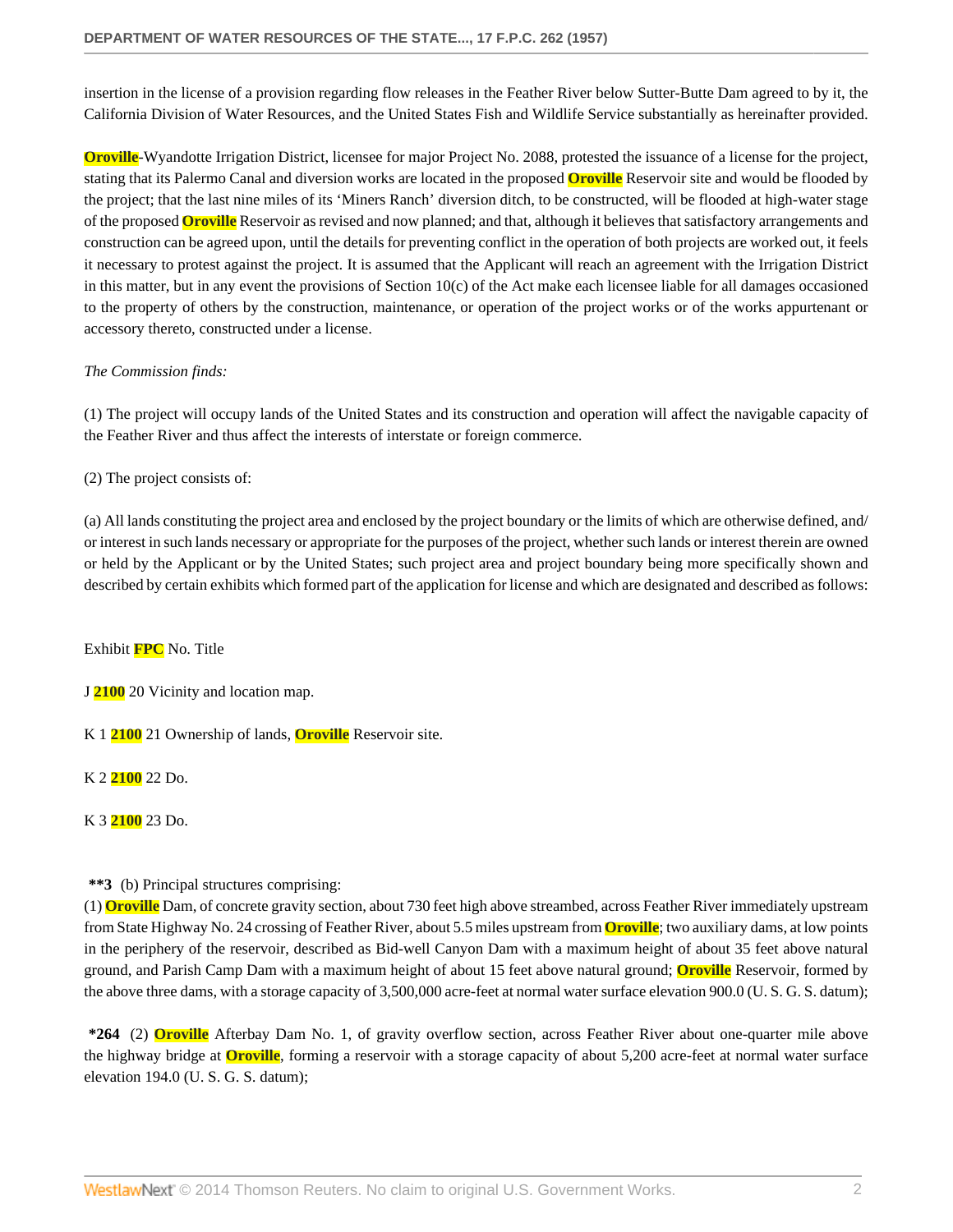insertion in the license of a provision regarding flow releases in the Feather River below Sutter-Butte Dam agreed to by it, the California Division of Water Resources, and the United States Fish and Wildlife Service substantially as hereinafter provided.

Oroville-Wyandotte Irrigation District, licensee for major Project No. 2088, protested the issuance of a license for the project, stating that its Palermo Canal and diversion works are located in the proposed Oroville Reservoir site and would be flooded by the project; that the last nine miles of its 'Miners Ranch' diversion ditch, to be constructed, will be flooded at high-water stage of the proposed Oroville Reservoir as revised and now planned; and that, although it believes that satisfactory arrangements and construction can be agreed upon, until the details for preventing conflict in the operation of both projects are worked out, it feels it necessary to protest against the project. It is assumed that the Applicant will reach an agreement with the Irrigation District in this matter, but in any event the provisions of Section 10(c) of the Act make each licensee liable for all damages occasioned to the property of others by the construction, maintenance, or operation of the project works or of the works appurtenant or accessory thereto, constructed under a license.

*The Commission finds:*

(1) The project will occupy lands of the United States and its construction and operation will affect the navigable capacity of the Feather River and thus affect the interests of interstate or foreign commerce.

(2) The project consists of:

(a) All lands constituting the project area and enclosed by the project boundary or the limits of which are otherwise defined, and/or interest in such lands necessary or appropriate for the purposes of the project, whether such lands or interest therein are owned or held by the Applicant or by the United States; such project area and project boundary being more specifically shown and described by certain exhibits which formed part of the application for license and which are designated and described as follows:

Exhibit FPC No. Title

J 2100 20 Vicinity and location map.

K 1 2100 21 Ownership of lands, Oroville Reservoir site.

K 2 2100 22 Do.

K 3 2100 23 Do.

**\*\*3** (b) Principal structures comprising:

(1) Oroville Dam, of concrete gravity section, about 730 feet high above streambed, across Feather River immediately upstream from State Highway No. 24 crossing of Feather River, about 5.5 miles upstream from Oroville; two auxiliary dams, at low points in the periphery of the reservoir, described as Bid-well Canyon Dam with a maximum height of about 35 feet above natural ground, and Parish Camp Dam with a maximum height of about 15 feet above natural ground; Oroville Reservoir, formed by the above three dams, with a storage capacity of 3,500,000 acre-feet at normal water surface elevation 900.0 (U. S. G. S. datum);

**\*264** (2) Oroville Afterbay Dam No. 1, of gravity overflow section, across Feather River about one-quarter mile above the highway bridge at Oroville, forming a reservoir with a storage capacity of about 5,200 acre-feet at normal water surface elevation 194.0 (U. S. G. S. datum);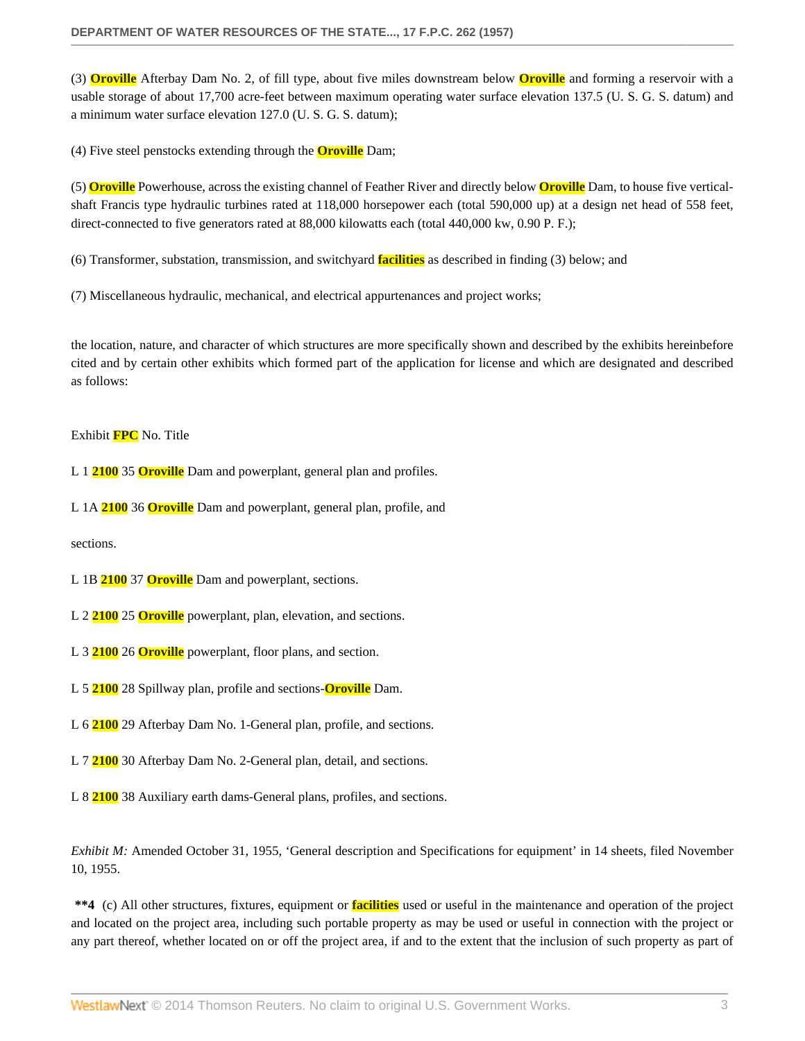(3) Oroville Afterbay Dam No. 2, of fill type, about five miles downstream below Oroville and forming a reservoir with a usable storage of about 17,700 acre-feet between maximum operating water surface elevation 137.5 (U. S. G. S. datum) and a minimum water surface elevation 127.0 (U. S. G. S. datum);

(4) Five steel penstocks extending through the Oroville Dam;

(5) Oroville Powerhouse, across the existing channel of Feather River and directly below Oroville Dam, to house five vertical-shaft Francis type hydraulic turbines rated at 118,000 horsepower each (total 590,000 up) at a design net head of 558 feet, direct-connected to five generators rated at 88,000 kilowatts each (total 440,000 kw, 0.90 P. F.);

(6) Transformer, substation, transmission, and switchyard facilities as described in finding (3) below; and

(7) Miscellaneous hydraulic, mechanical, and electrical appurtenances and project works;

the location, nature, and character of which structures are more specifically shown and described by the exhibits hereinbefore cited and by certain other exhibits which formed part of the application for license and which are designated and described as follows:

Exhibit FPC No. Title

L 1 2100 35 Oroville Dam and powerplant, general plan and profiles.

L 1A 2100 36 Oroville Dam and powerplant, general plan, profile, and

sections.

L 1B 2100 37 Oroville Dam and powerplant, sections.

L 2 2100 25 Oroville powerplant, plan, elevation, and sections.

L 3 2100 26 Oroville powerplant, floor plans, and section.

L 5 2100 28 Spillway plan, profile and sections-Oroville Dam.

L 6 2100 29 Afterbay Dam No. 1-General plan, profile, and sections.

L 7 2100 30 Afterbay Dam No. 2-General plan, detail, and sections.

L 8 2100 38 Auxiliary earth dams-General plans, profiles, and sections.

*Exhibit M:* Amended October 31, 1955, 'General description and Specifications for equipment' in 14 sheets, filed November 10, 1955.

**\*\*4** (c) All other structures, fixtures, equipment or facilities used or useful in the maintenance and operation of the project and located on the project area, including such portable property as may be used or useful in connection with the project or any part thereof, whether located on or off the project area, if and to the extent that the inclusion of such property as part of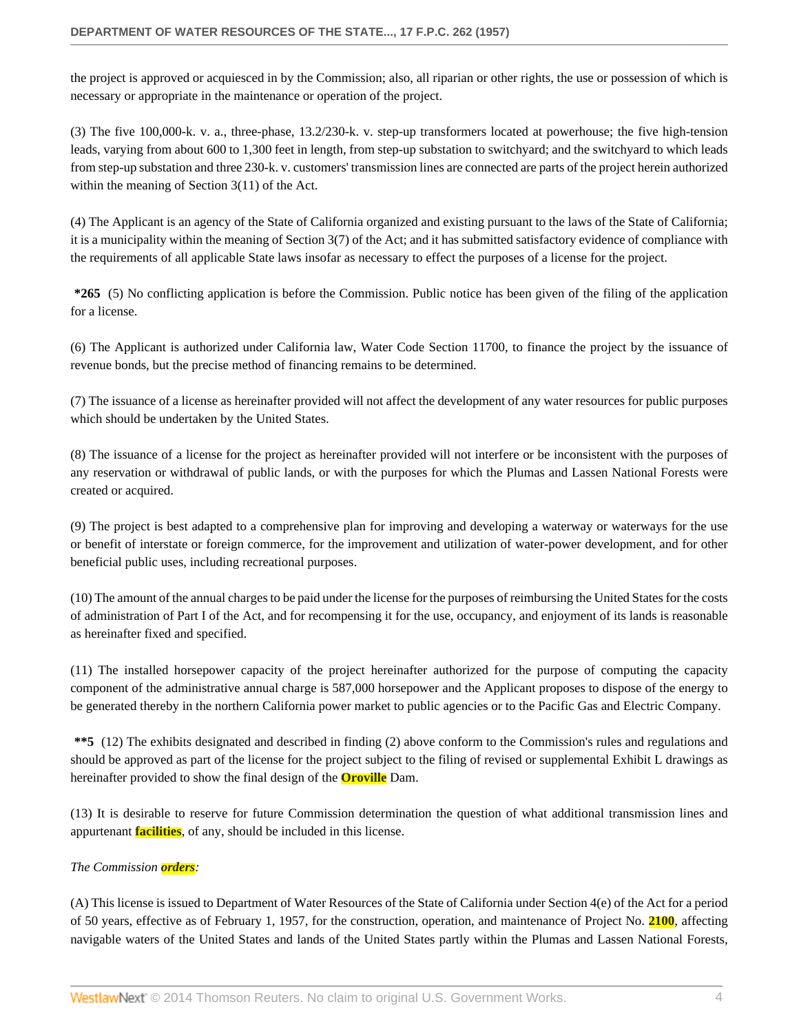the project is approved or acquiesced in by the Commission; also, all riparian or other rights, the use or possession of which is necessary or appropriate in the maintenance or operation of the project.

(3) The five 100,000-k. v. a., three-phase, 13.2/230-k. v. step-up transformers located at powerhouse; the five high-tension leads, varying from about 600 to 1,300 feet in length, from step-up substation to switchyard; and the switchyard to which leads from step-up substation and three 230-k. v. customers' transmission lines are connected are parts of the project herein authorized within the meaning of Section 3(11) of the Act.

(4) The Applicant is an agency of the State of California organized and existing pursuant to the laws of the State of California; it is a municipality within the meaning of Section 3(7) of the Act; and it has submitted satisfactory evidence of compliance with the requirements of all applicable State laws insofar as necessary to effect the purposes of a license for the project.

**\*265** (5) No conflicting application is before the Commission. Public notice has been given of the filing of the application for a license.

(6) The Applicant is authorized under California law, Water Code Section 11700, to finance the project by the issuance of revenue bonds, but the precise method of financing remains to be determined.

(7) The issuance of a license as hereinafter provided will not affect the development of any water resources for public purposes which should be undertaken by the United States.

(8) The issuance of a license for the project as hereinafter provided will not interfere or be inconsistent with the purposes of any reservation or withdrawal of public lands, or with the purposes for which the Plumas and Lassen National Forests were created or acquired.

(9) The project is best adapted to a comprehensive plan for improving and developing a waterway or waterways for the use or benefit of interstate or foreign commerce, for the improvement and utilization of water-power development, and for other beneficial public uses, including recreational purposes.

(10) The amount of the annual charges to be paid under the license for the purposes of reimbursing the United States for the costs of administration of Part I of the Act, and for recompensing it for the use, occupancy, and enjoyment of its lands is reasonable as hereinafter fixed and specified.

(11) The installed horsepower capacity of the project hereinafter authorized for the purpose of computing the capacity component of the administrative annual charge is 587,000 horsepower and the Applicant proposes to dispose of the energy to be generated thereby in the northern California power market to public agencies or to the Pacific Gas and Electric Company.

**\*\*5** (12) The exhibits designated and described in finding (2) above conform to the Commission's rules and regulations and should be approved as part of the license for the project subject to the filing of revised or supplemental Exhibit L drawings as hereinafter provided to show the final design of the **Oroville** Dam.

(13) It is desirable to reserve for future Commission determination the question of what additional transmission lines and appurtenant **facilities**, of any, should be included in this license.

*The Commission* ***orders****:*

(A) This license is issued to Department of Water Resources of the State of California under Section 4(e) of the Act for a period of 50 years, effective as of February 1, 1957, for the construction, operation, and maintenance of Project No. **2100**, affecting navigable waters of the United States and lands of the United States partly within the Plumas and Lassen National Forests,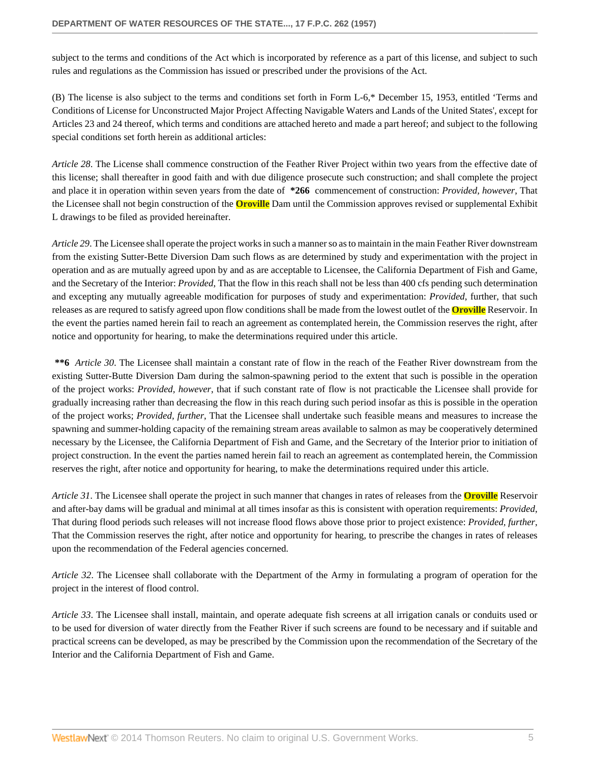subject to the terms and conditions of the Act which is incorporated by reference as a part of this license, and subject to such rules and regulations as the Commission has issued or prescribed under the provisions of the Act.

(B) The license is also subject to the terms and conditions set forth in Form L-6,* December 15, 1953, entitled 'Terms and Conditions of License for Unconstructed Major Project Affecting Navigable Waters and Lands of the United States', except for Articles 23 and 24 thereof, which terms and conditions are attached hereto and made a part hereof; and subject to the following special conditions set forth herein as additional articles:

*Article 28*. The License shall commence construction of the Feather River Project within two years from the effective date of this license; shall thereafter in good faith and with due diligence prosecute such construction; and shall complete the project and place it in operation within seven years from the date of **\*266** commencement of construction: *Provided, however,* That the Licensee shall not begin construction of the **Oroville** Dam until the Commission approves revised or supplemental Exhibit L drawings to be filed as provided hereinafter.

*Article 29*. The Licensee shall operate the project works in such a manner so as to maintain in the main Feather River downstream from the existing Sutter-Bette Diversion Dam such flows as are determined by study and experimentation with the project in operation and as are mutually agreed upon by and as are acceptable to Licensee, the California Department of Fish and Game, and the Secretary of the Interior: *Provided,* That the flow in this reach shall not be less than 400 cfs pending such determination and excepting any mutually agreeable modification for purposes of study and experimentation: *Provided*, further, that such releases as are requred to satisfy agreed upon flow conditions shall be made from the lowest outlet of the **Oroville** Reservoir. In the event the parties named herein fail to reach an agreement as contemplated herein, the Commission reserves the right, after notice and opportunity for hearing, to make the determinations required under this article.

**\*\*6** *Article 30*. The Licensee shall maintain a constant rate of flow in the reach of the Feather River downstream from the existing Sutter-Butte Diversion Dam during the salmon-spawning period to the extent that such is possible in the operation of the project works: *Provided, however*, that if such constant rate of flow is not practicable the Licensee shall provide for gradually increasing rather than decreasing the flow in this reach during such period insofar as this is possible in the operation of the project works; *Provided, further*, That the Licensee shall undertake such feasible means and measures to increase the spawning and summer-holding capacity of the remaining stream areas available to salmon as may be cooperatively determined necessary by the Licensee, the California Department of Fish and Game, and the Secretary of the Interior prior to initiation of project construction. In the event the parties named herein fail to reach an agreement as contemplated herein, the Commission reserves the right, after notice and opportunity for hearing, to make the determinations required under this article.

*Article 31*. The Licensee shall operate the project in such manner that changes in rates of releases from the **Oroville** Reservoir and after-bay dams will be gradual and minimal at all times insofar as this is consistent with operation requirements: *Provided*, That during flood periods such releases will not increase flood flows above those prior to project existence: *Provided, further*, That the Commission reserves the right, after notice and opportunity for hearing, to prescribe the changes in rates of releases upon the recommendation of the Federal agencies concerned.

*Article 32*. The Licensee shall collaborate with the Department of the Army in formulating a program of operation for the project in the interest of flood control.

*Article 33*. The Licensee shall install, maintain, and operate adequate fish screens at all irrigation canals or conduits used or to be used for diversion of water directly from the Feather River if such screens are found to be necessary and if suitable and practical screens can be developed, as may be prescribed by the Commission upon the recommendation of the Secretary of the Interior and the California Department of Fish and Game.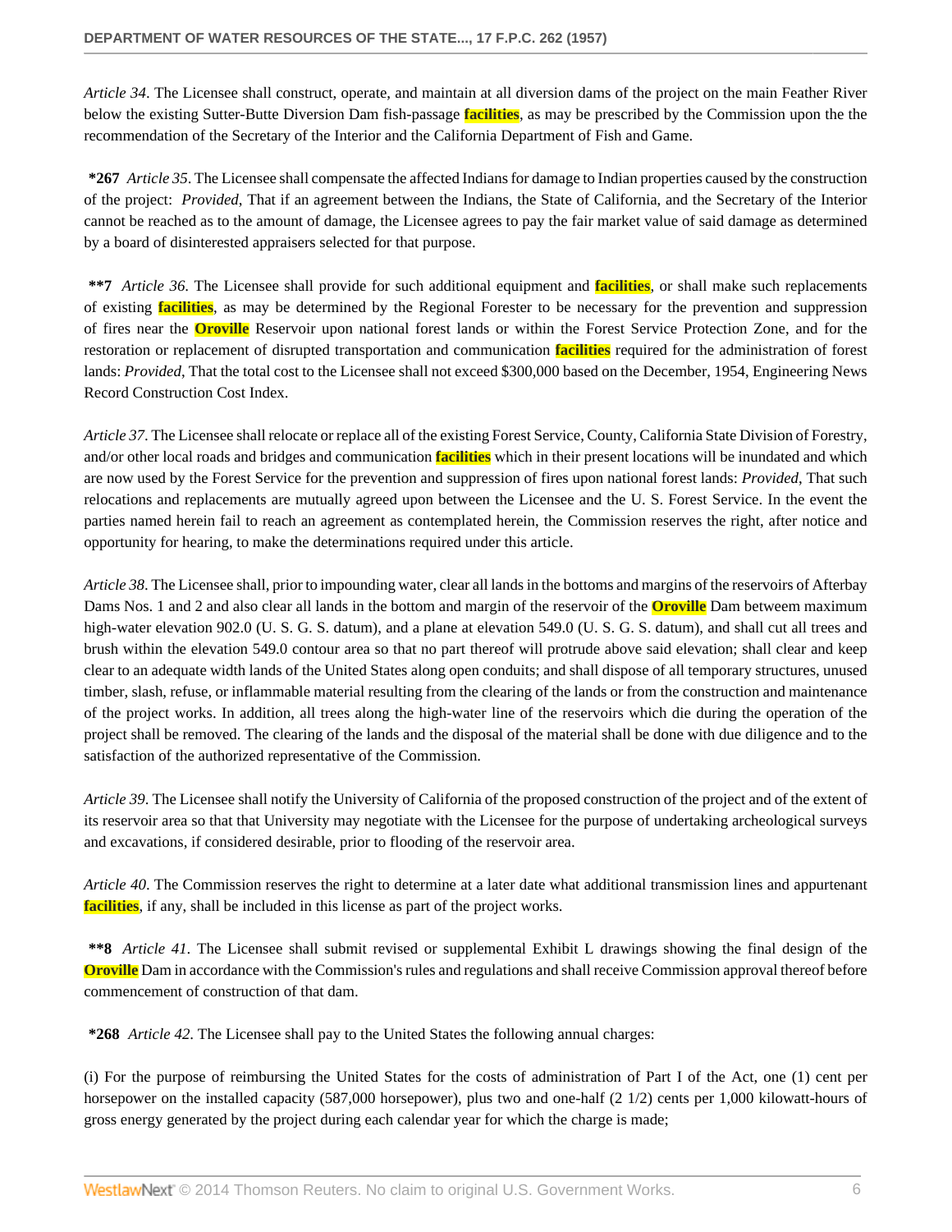*Article 34*. The Licensee shall construct, operate, and maintain at all diversion dams of the project on the main Feather River below the existing Sutter-Butte Diversion Dam fish-passage facilities, as may be prescribed by the Commission upon the the recommendation of the Secretary of the Interior and the California Department of Fish and Game.

**\*267** *Article 35*. The Licensee shall compensate the affected Indians for damage to Indian properties caused by the construction of the project: *Provided*, That if an agreement between the Indians, the State of California, and the Secretary of the Interior cannot be reached as to the amount of damage, the Licensee agrees to pay the fair market value of said damage as determined by a board of disinterested appraisers selected for that purpose.

**\*\*7** *Article 36*. The Licensee shall provide for such additional equipment and facilities, or shall make such replacements of existing facilities, as may be determined by the Regional Forester to be necessary for the prevention and suppression of fires near the Oroville Reservoir upon national forest lands or within the Forest Service Protection Zone, and for the restoration or replacement of disrupted transportation and communication facilities required for the administration of forest lands: *Provided*, That the total cost to the Licensee shall not exceed $300,000 based on the December, 1954, Engineering News Record Construction Cost Index.

*Article 37*. The Licensee shall relocate or replace all of the existing Forest Service, County, California State Division of Forestry, and/or other local roads and bridges and communication facilities which in their present locations will be inundated and which are now used by the Forest Service for the prevention and suppression of fires upon national forest lands: *Provided*, That such relocations and replacements are mutually agreed upon between the Licensee and the U. S. Forest Service. In the event the parties named herein fail to reach an agreement as contemplated herein, the Commission reserves the right, after notice and opportunity for hearing, to make the determinations required under this article.

*Article 38*. The Licensee shall, prior to impounding water, clear all lands in the bottoms and margins of the reservoirs of Afterbay Dams Nos. 1 and 2 and also clear all lands in the bottom and margin of the reservoir of the Oroville Dam betweem maximum high-water elevation 902.0 (U. S. G. S. datum), and a plane at elevation 549.0 (U. S. G. S. datum), and shall cut all trees and brush within the elevation 549.0 contour area so that no part thereof will protrude above said elevation; shall clear and keep clear to an adequate width lands of the United States along open conduits; and shall dispose of all temporary structures, unused timber, slash, refuse, or inflammable material resulting from the clearing of the lands or from the construction and maintenance of the project works. In addition, all trees along the high-water line of the reservoirs which die during the operation of the project shall be removed. The clearing of the lands and the disposal of the material shall be done with due diligence and to the satisfaction of the authorized representative of the Commission.

*Article 39*. The Licensee shall notify the University of California of the proposed construction of the project and of the extent of its reservoir area so that that University may negotiate with the Licensee for the purpose of undertaking archeological surveys and excavations, if considered desirable, prior to flooding of the reservoir area.

*Article 40*. The Commission reserves the right to determine at a later date what additional transmission lines and appurtenant facilities, if any, shall be included in this license as part of the project works.

**\*\*8** *Article 41*. The Licensee shall submit revised or supplemental Exhibit L drawings showing the final design of the Oroville Dam in accordance with the Commission's rules and regulations and shall receive Commission approval thereof before commencement of construction of that dam.

**\*268** *Article 42*. The Licensee shall pay to the United States the following annual charges:

(i) For the purpose of reimbursing the United States for the costs of administration of Part I of the Act, one (1) cent per horsepower on the installed capacity (587,000 horsepower), plus two and one-half (2 1/2) cents per 1,000 kilowatt-hours of gross energy generated by the project during each calendar year for which the charge is made;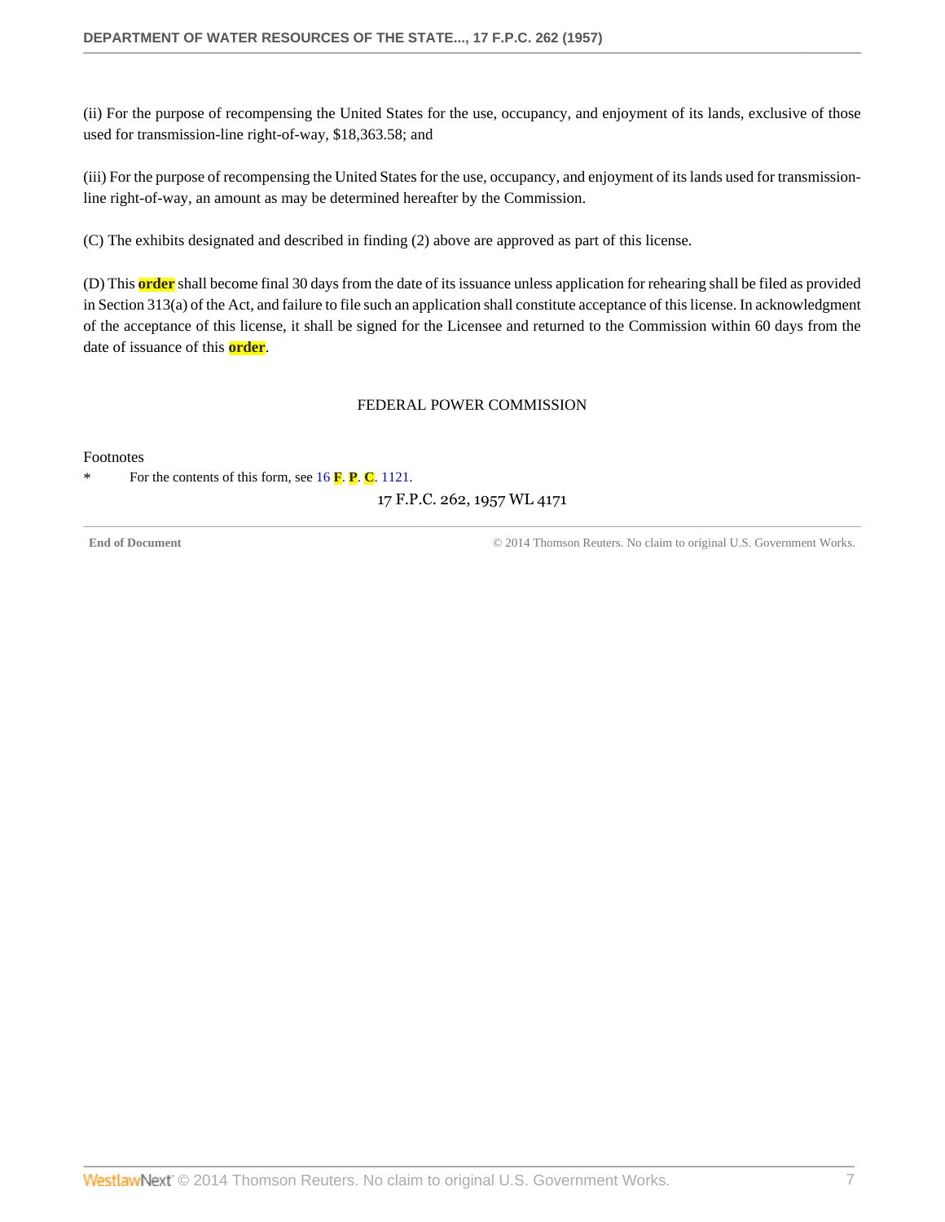(ii) For the purpose of recompensing the United States for the use, occupancy, and enjoyment of its lands, exclusive of those used for transmission-line right-of-way, $18,363.58; and

(iii) For the purpose of recompensing the United States for the use, occupancy, and enjoyment of its lands used for transmission-line right-of-way, an amount as may be determined hereafter by the Commission.

(C) The exhibits designated and described in finding (2) above are approved as part of this license.

(D) This order shall become final 30 days from the date of its issuance unless application for rehearing shall be filed as provided in Section 313(a) of the Act, and failure to file such an application shall constitute acceptance of this license. In acknowledgment of the acceptance of this license, it shall be signed for the Licensee and returned to the Commission within 60 days from the date of issuance of this order.

FEDERAL POWER COMMISSION

Footnotes

* For the contents of this form, see 16 F. P. C. 1121.

17 F.P.C. 262, 1957 WL 4171

End of Document © 2014 Thomson Reuters. No claim to original U.S. Government Works.